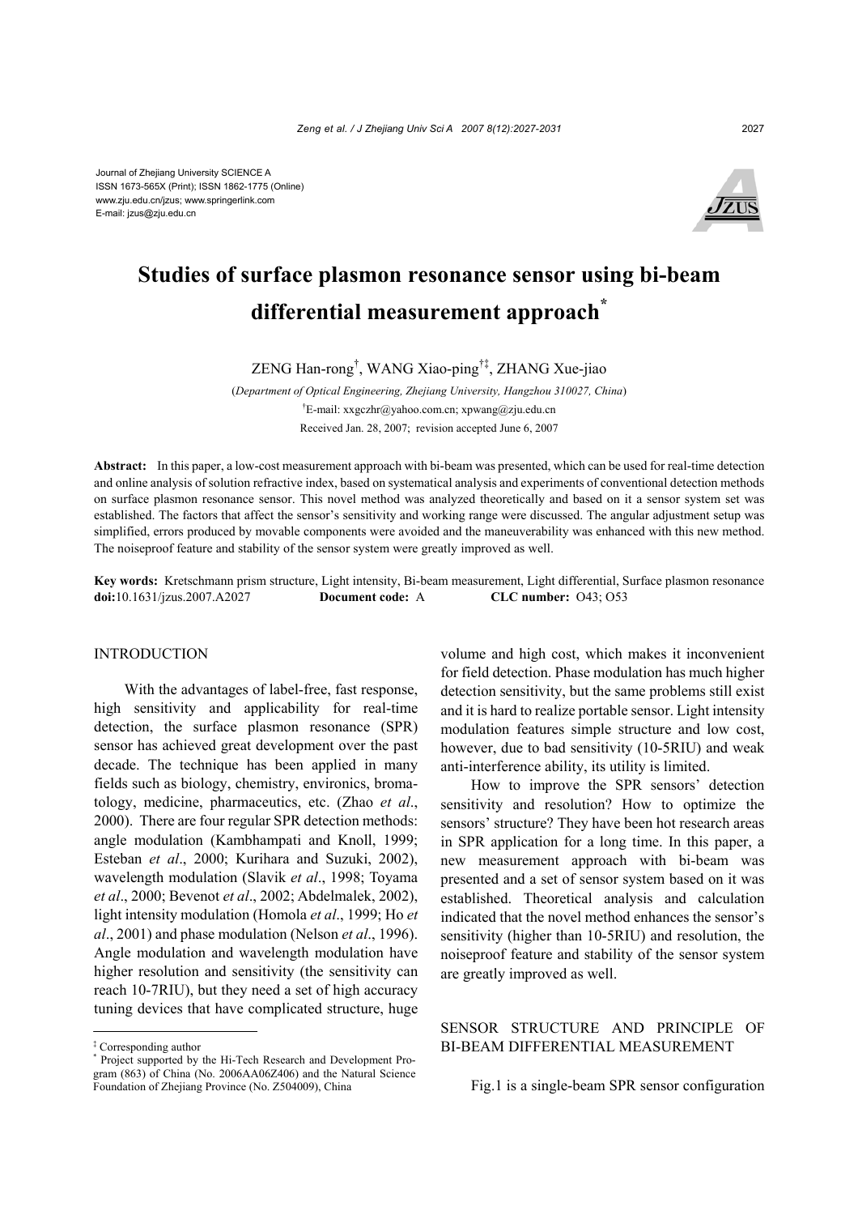Journal of Zhejiang University SCIENCE A
ISSN 1673-565X (Print); ISSN 1862-1775 (Online)
www.zju.edu.cn/jzus; www.springerlink.com
E-mail: jzus@zju.edu.cn

# Studies of surface plasmon resonance sensor using bi-beam differential measurement approach*

ZENG Han-rong[†], WANG Xiao-ping[†‡], ZHANG Xue-jiao

(*Department of Optical Engineering, Zhejiang University, Hangzhou 310027, China*)

[†]E-mail: xxgczhr@yahoo.com.cn; xpwang@zju.edu.cn

Received Jan. 28, 2007; revision accepted June 6, 2007

**Abstract:** In this paper, a low-cost measurement approach with bi-beam was presented, which can be used for real-time detection and online analysis of solution refractive index, based on systematical analysis and experiments of conventional detection methods on surface plasmon resonance sensor. This novel method was analyzed theoretically and based on it a sensor system set was established. The factors that affect the sensor's sensitivity and working range were discussed. The angular adjustment setup was simplified, errors produced by movable components were avoided and the maneuverability was enhanced with this new method. The noiseproof feature and stability of the sensor system were greatly improved as well.

**Key words:** Kretschmann prism structure, Light intensity, Bi-beam measurement, Light differential, Surface plasmon resonance
**doi:**10.1631/jzus.2007.A2027 **Document code:** A **CLC number:** O43; O53

## INTRODUCTION

With the advantages of label-free, fast response, high sensitivity and applicability for real-time detection, the surface plasmon resonance (SPR) sensor has achieved great development over the past decade. The technique has been applied in many fields such as biology, chemistry, environics, bromatology, medicine, pharmaceutics, etc. (Zhao *et al*., 2000). There are four regular SPR detection methods: angle modulation (Kambhampati and Knoll, 1999; Esteban *et al*., 2000; Kurihara and Suzuki, 2002), wavelength modulation (Slavik *et al*., 1998; Toyama *et al*., 2000; Bevenot *et al*., 2002; Abdelmalek, 2002), light intensity modulation (Homola *et al*., 1999; Ho *et al*., 2001) and phase modulation (Nelson *et al*., 1996). Angle modulation and wavelength modulation have higher resolution and sensitivity (the sensitivity can reach 10-7RIU), but they need a set of high accuracy tuning devices that have complicated structure, huge volume and high cost, which makes it inconvenient for field detection. Phase modulation has much higher detection sensitivity, but the same problems still exist and it is hard to realize portable sensor. Light intensity modulation features simple structure and low cost, however, due to bad sensitivity (10-5RIU) and weak anti-interference ability, its utility is limited.

How to improve the SPR sensors' detection sensitivity and resolution? How to optimize the sensors' structure? They have been hot research areas in SPR application for a long time. In this paper, a new measurement approach with bi-beam was presented and a set of sensor system based on it was established. Theoretical analysis and calculation indicated that the novel method enhances the sensor's sensitivity (higher than 10-5RIU) and resolution, the noiseproof feature and stability of the sensor system are greatly improved as well.

## SENSOR STRUCTURE AND PRINCIPLE OF BI-BEAM DIFFERENTIAL MEASUREMENT

Fig.1 is a single-beam SPR sensor configuration

---

[‡] Corresponding author
[*] Project supported by the Hi-Tech Research and Development Program (863) of China (No. 2006AA06Z406) and the Natural Science Foundation of Zhejiang Province (No. Z504009), China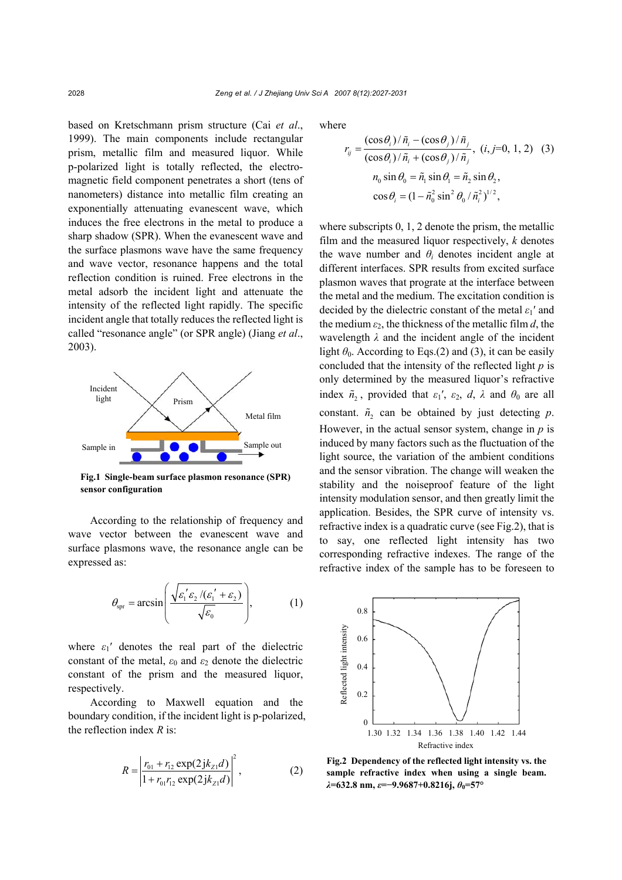based on Kretschmann prism structure (Cai *et al*., 1999). The main components include rectangular prism, metallic film and measured liquor. While p-polarized light is totally reflected, the electromagnetic field component penetrates a short (tens of nanometers) distance into metallic film creating an exponentially attenuating evanescent wave, which induces the free electrons in the metal to produce a sharp shadow (SPR). When the evanescent wave and the surface plasmons wave have the same frequency and wave vector, resonance happens and the total reflection condition is ruined. Free electrons in the metal adsorb the incident light and attenuate the intensity of the reflected light rapidly. The specific incident angle that totally reduces the reflected light is called "resonance angle" (or SPR angle) (Jiang *et al*., 2003).

**Fig.1 Single-beam surface plasmon resonance (SPR) sensor configuration**

According to the relationship of frequency and wave vector between the evanescent wave and surface plasmons wave, the resonance angle can be expressed as:

$$\theta_{\mathrm{spr}} = \arcsin\left(\frac{\sqrt{\varepsilon_1'\varepsilon_2/(\varepsilon_1'+\varepsilon_2)}}{\sqrt{\varepsilon_0}}\right), \tag{1}$$

where $\varepsilon_1'$ denotes the real part of the dielectric constant of the metal, $\varepsilon_0$ and $\varepsilon_2$ denote the dielectric constant of the prism and the measured liquor, respectively.

According to Maxwell equation and the boundary condition, if the incident light is p-polarized, the reflection index $R$ is:

$$R = \left|\frac{r_{01}+r_{12}\exp(2\mathrm{j}k_{Z1}d)}{1+r_{01}r_{12}\exp(2\mathrm{j}k_{Z1}d)}\right|^2, \tag{2}$$

where

$$r_{ij} = \frac{(\cos\theta_i)/\tilde{n}_i - (\cos\theta_j)/\tilde{n}_j}{(\cos\theta_i)/\tilde{n}_i + (\cos\theta_j)/\tilde{n}_j},\ (i, j\text{=0, 1, 2}) \tag{3}$$

$$n_0\sin\theta_0 = \tilde{n}_1\sin\theta_1 = \tilde{n}_2\sin\theta_2,$$

$$\cos\theta_i = (1-\tilde{n}_0^2\sin^2\theta_0/\tilde{n}_i^2)^{1/2},$$

where subscripts 0, 1, 2 denote the prism, the metallic film and the measured liquor respectively, $k$ denotes the wave number and $\theta_i$ denotes incident angle at different interfaces. SPR results from excited surface plasmon waves that prograte at the interface between the metal and the medium. The excitation condition is decided by the dielectric constant of the metal $\varepsilon_1'$ and the medium $\varepsilon_2$, the thickness of the metallic film $d$, the wavelength $\lambda$ and the incident angle of the incident light $\theta_0$. According to Eqs.(2) and (3), it can be easily concluded that the intensity of the reflected light $p$ is only determined by the measured liquor's refractive index $\tilde{n}_2$, provided that $\varepsilon_1'$, $\varepsilon_2$, $d$, $\lambda$ and $\theta_0$ are all constant. $\tilde{n}_2$ can be obtained by just detecting $p$. However, in the actual sensor system, change in $p$ is induced by many factors such as the fluctuation of the light source, the variation of the ambient conditions and the sensor vibration. The change will weaken the stability and the noiseproof feature of the light intensity modulation sensor, and then greatly limit the application. Besides, the SPR curve of intensity vs. refractive index is a quadratic curve (see Fig.2), that is to say, one reflected light intensity has two corresponding refractive indexes. The range of the refractive index of the sample has to be foreseen to

**Fig.2 Dependency of the reflected light intensity vs. the sample refractive index when using a single beam. $\lambda$=632.8 nm, $\varepsilon$=−9.9687+0.8216j, $\theta_0$=57°**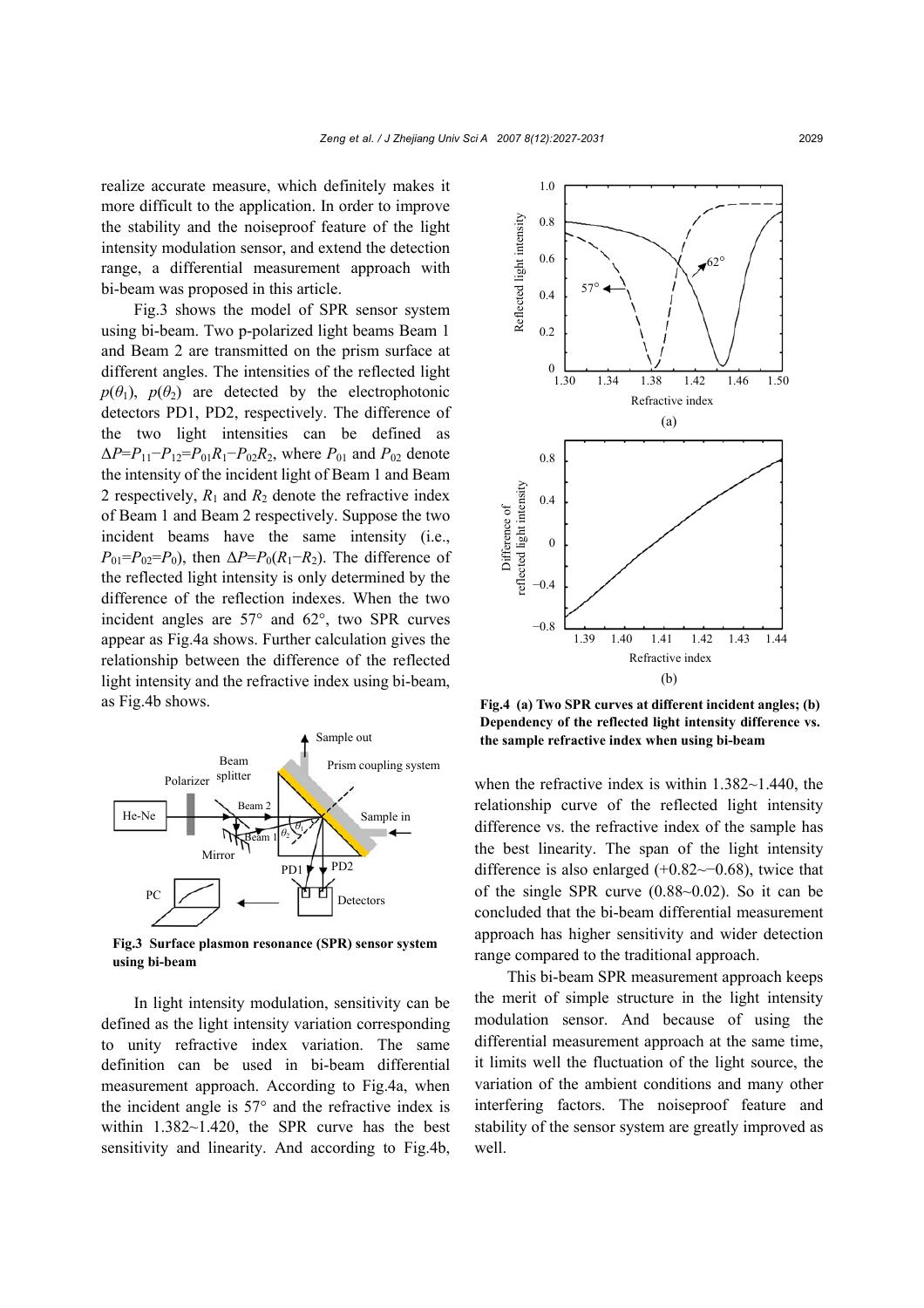realize accurate measure, which definitely makes it more difficult to the application. In order to improve the stability and the noiseproof feature of the light intensity modulation sensor, and extend the detection range, a differential measurement approach with bi-beam was proposed in this article.

Fig.3 shows the model of SPR sensor system using bi-beam. Two p-polarized light beams Beam 1 and Beam 2 are transmitted on the prism surface at different angles. The intensities of the reflected light $p(\theta_1)$, $p(\theta_2)$ are detected by the electrophotonic detectors PD1, PD2, respectively. The difference of the two light intensities can be defined as $\Delta P=P_{11}-P_{12}=P_{01}R_1-P_{02}R_2$, where $P_{01}$ and $P_{02}$ denote the intensity of the incident light of Beam 1 and Beam 2 respectively, $R_1$ and $R_2$ denote the refractive index of Beam 1 and Beam 2 respectively. Suppose the two incident beams have the same intensity (i.e., $P_{01}=P_{02}=P_0$), then $\Delta P=P_0(R_1-R_2)$. The difference of the reflected light intensity is only determined by the difference of the reflection indexes. When the two incident angles are 57° and 62°, two SPR curves appear as Fig.4a shows. Further calculation gives the relationship between the difference of the reflected light intensity and the refractive index using bi-beam, as Fig.4b shows.

**Fig.3 Surface plasmon resonance (SPR) sensor system using bi-beam**

In light intensity modulation, sensitivity can be defined as the light intensity variation corresponding to unity refractive index variation. The same definition can be used in bi-beam differential measurement approach. According to Fig.4a, when the incident angle is 57° and the refractive index is within 1.382~1.420, the SPR curve has the best sensitivity and linearity. And according to Fig.4b, when the refractive index is within 1.382~1.440, the relationship curve of the reflected light intensity difference vs. the refractive index of the sample has the best linearity. The span of the light intensity difference is also enlarged (+0.82~−0.68), twice that of the single SPR curve (0.88~0.02). So it can be concluded that the bi-beam differential measurement approach has higher sensitivity and wider detection range compared to the traditional approach.

**Fig.4 (a) Two SPR curves at different incident angles; (b) Dependency of the reflected light intensity difference vs. the sample refractive index when using bi-beam**

This bi-beam SPR measurement approach keeps the merit of simple structure in the light intensity modulation sensor. And because of using the differential measurement approach at the same time, it limits well the fluctuation of the light source, the variation of the ambient conditions and many other interfering factors. The noiseproof feature and stability of the sensor system are greatly improved as well.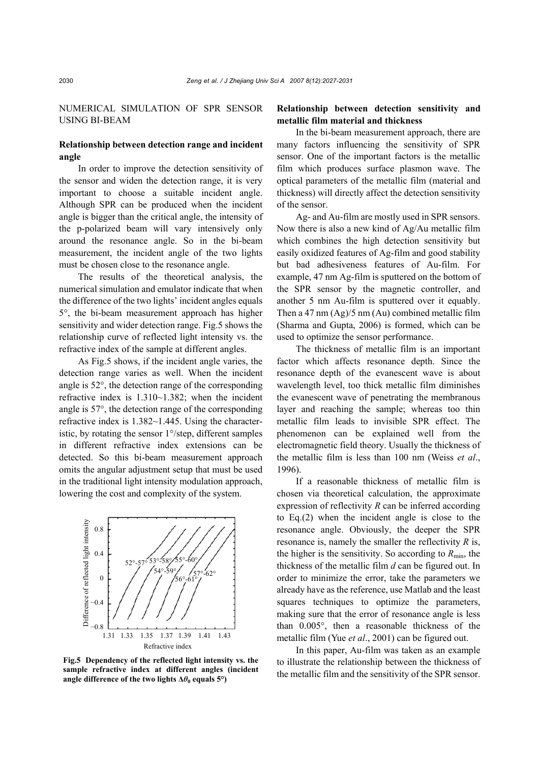## NUMERICAL SIMULATION OF SPR SENSOR USING BI-BEAM

### Relationship between detection range and incident angle

In order to improve the detection sensitivity of the sensor and widen the detection range, it is very important to choose a suitable incident angle. Although SPR can be produced when the incident angle is bigger than the critical angle, the intensity of the p-polarized beam will vary intensively only around the resonance angle. So in the bi-beam measurement, the incident angle of the two lights must be chosen close to the resonance angle.

The results of the theoretical analysis, the numerical simulation and emulator indicate that when the difference of the two lights' incident angles equals 5°, the bi-beam measurement approach has higher sensitivity and wider detection range. Fig.5 shows the relationship curve of reflected light intensity vs. the refractive index of the sample at different angles.

As Fig.5 shows, if the incident angle varies, the detection range varies as well. When the incident angle is 52°, the detection range of the corresponding refractive index is 1.310~1.382; when the incident angle is 57°, the detection range of the corresponding refractive index is 1.382~1.445. Using the characteristic, by rotating the sensor 1°/step, different samples in different refractive index extensions can be detected. So this bi-beam measurement approach omits the angular adjustment setup that must be used in the traditional light intensity modulation approach, lowering the cost and complexity of the system.

**Fig.5 Dependency of the reflected light intensity vs. the sample refractive index at different angles (incident angle difference of the two lights $\Delta\theta_0$ equals 5°)**

### Relationship between detection sensitivity and metallic film material and thickness

In the bi-beam measurement approach, there are many factors influencing the sensitivity of SPR sensor. One of the important factors is the metallic film which produces surface plasmon wave. The optical parameters of the metallic film (material and thickness) will directly affect the detection sensitivity of the sensor.

Ag- and Au-film are mostly used in SPR sensors. Now there is also a new kind of Ag/Au metallic film which combines the high detection sensitivity but easily oxidized features of Ag-film and good stability but bad adhesiveness features of Au-film. For example, 47 nm Ag-film is sputtered on the bottom of the SPR sensor by the magnetic controller, and another 5 nm Au-film is sputtered over it equably. Then a 47 nm (Ag)/5 nm (Au) combined metallic film (Sharma and Gupta, 2006) is formed, which can be used to optimize the sensor performance.

The thickness of metallic film is an important factor which affects resonance depth. Since the resonance depth of the evanescent wave is about wavelength level, too thick metallic film diminishes the evanescent wave of penetrating the membranous layer and reaching the sample; whereas too thin metallic film leads to invisible SPR effect. The phenomenon can be explained well from the electromagnetic field theory. Usually the thickness of the metallic film is less than 100 nm (Weiss *et al*., 1996).

If a reasonable thickness of metallic film is chosen via theoretical calculation, the approximate expression of reflectivity $R$ can be inferred according to Eq.(2) when the incident angle is close to the resonance angle. Obviously, the deeper the SPR resonance is, namely the smaller the reflectivity $R$ is, the higher is the sensitivity. So according to $R_{\min}$, the thickness of the metallic film $d$ can be figured out. In order to minimize the error, take the parameters we already have as the reference, use Matlab and the least squares techniques to optimize the parameters, making sure that the error of resonance angle is less than 0.005°, then a reasonable thickness of the metallic film (Yue *et al*., 2001) can be figured out.

In this paper, Au-film was taken as an example to illustrate the relationship between the thickness of the metallic film and the sensitivity of the SPR sensor.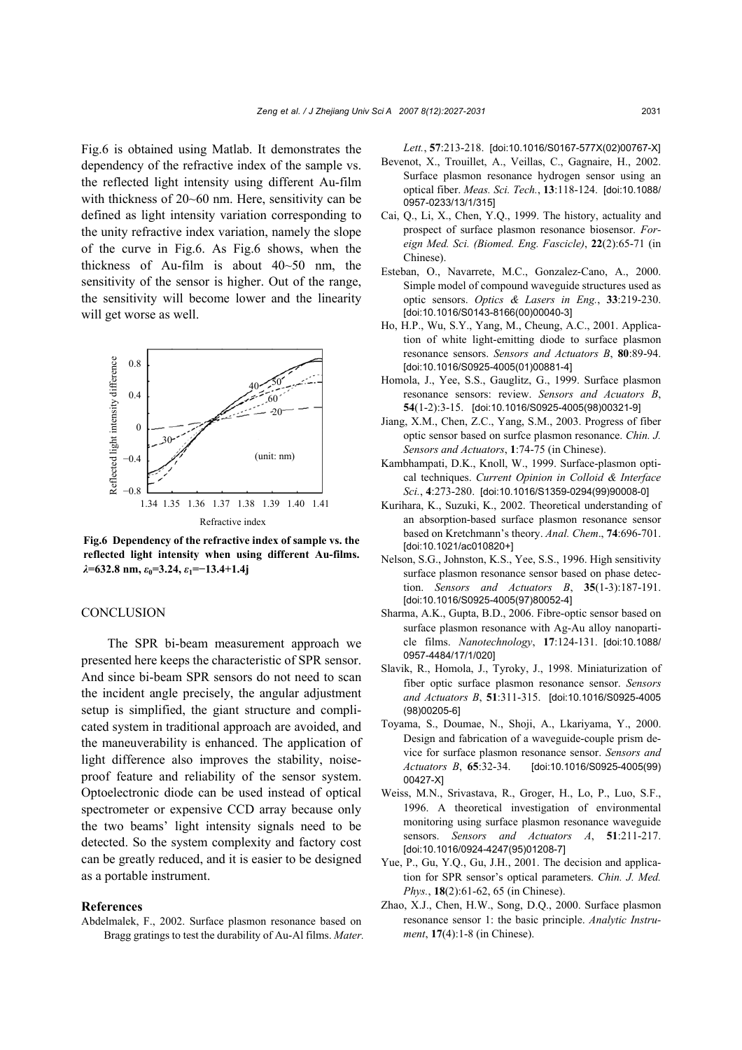Fig.6 is obtained using Matlab. It demonstrates the dependency of the refractive index of the sample vs. the reflected light intensity using different Au-film with thickness of 20~60 nm. Here, sensitivity can be defined as light intensity variation corresponding to the unity refractive index variation, namely the slope of the curve in Fig.6. As Fig.6 shows, when the thickness of Au-film is about 40~50 nm, the sensitivity of the sensor is higher. Out of the range, the sensitivity will become lower and the linearity will get worse as well.

Reflected light intensity difference
0.8
0.4
0
−0.4
−0.8
1.34 1.35 1.36 1.37 1.38 1.39 1.40 1.41
Refractive index
40
50
60
20
30
(unit: nm)

**Fig.6 Dependency of the refractive index of sample vs. the reflected light intensity when using different Au-films. $\lambda$=632.8 nm, $\varepsilon_0$=3.24, $\varepsilon_1$=−13.4+1.4j**

## CONCLUSION

The SPR bi-beam measurement approach we presented here keeps the characteristic of SPR sensor. And since bi-beam SPR sensors do not need to scan the incident angle precisely, the angular adjustment setup is simplified, the giant structure and complicated system in traditional approach are avoided, and the maneuverability is enhanced. The application of light difference also improves the stability, noise-proof feature and reliability of the sensor system. Optoelectronic diode can be used instead of optical spectrometer or expensive CCD array because only the two beams' light intensity signals need to be detected. So the system complexity and factory cost can be greatly reduced, and it is easier to be designed as a portable instrument.

## References

Abdelmalek, F., 2002. Surface plasmon resonance based on Bragg gratings to test the durability of Au-Al films. *Mater. Lett.*, **57**:213-218. [doi:10.1016/S0167-577X(02)00767-X]

Bevenot, X., Trouillet, A., Veillas, C., Gagnaire, H., 2002. Surface plasmon resonance hydrogen sensor using an optical fiber. *Meas. Sci. Tech.*, **13**:118-124. [doi:10.1088/0957-0233/13/1/315]

Cai, Q., Li, X., Chen, Y.Q., 1999. The history, actuality and prospect of surface plasmon resonance biosensor. *Foreign Med. Sci. (Biomed. Eng. Fascicle)*, **22**(2):65-71 (in Chinese).

Esteban, O., Navarrete, M.C., Gonzalez-Cano, A., 2000. Simple model of compound waveguide structures used as optic sensors. *Optics & Lasers in Eng.*, **33**:219-230. [doi:10.1016/S0143-8166(00)00040-3]

Ho, H.P., Wu, S.Y., Yang, M., Cheung, A.C., 2001. Application of white light-emitting diode to surface plasmon resonance sensors. *Sensors and Actuators B*, **80**:89-94. [doi:10.1016/S0925-4005(01)00881-4]

Homola, J., Yee, S.S., Gauglitz, G., 1999. Surface plasmon resonance sensors: review. *Sensors and Acuators B*, **54**(1-2):3-15. [doi:10.1016/S0925-4005(98)00321-9]

Jiang, X.M., Chen, Z.C., Yang, S.M., 2003. Progress of fiber optic sensor based on surfce plasmon resonance. *Chin. J. Sensors and Actuators*, **1**:74-75 (in Chinese).

Kambhampati, D.K., Knoll, W., 1999. Surface-plasmon optical techniques. *Current Opinion in Colloid & Interface Sci.*, **4**:273-280. [doi:10.1016/S1359-0294(99)90008-0]

Kurihara, K., Suzuki, K., 2002. Theoretical understanding of an absorption-based surface plasmon resonance sensor based on Kretchmann's theory. *Anal. Chem*., **74**:696-701. [doi:10.1021/ac010820+]

Nelson, S.G., Johnston, K.S., Yee, S.S., 1996. High sensitivity surface plasmon resonance sensor based on phase detection. *Sensors and Actuators B*, **35**(1-3):187-191. [doi:10.1016/S0925-4005(97)80052-4]

Sharma, A.K., Gupta, B.D., 2006. Fibre-optic sensor based on surface plasmon resonance with Ag-Au alloy nanoparticle films. *Nanotechnology*, **17**:124-131. [doi:10.1088/0957-4484/17/1/020]

Slavik, R., Homola, J., Tyroky, J., 1998. Miniaturization of fiber optic surface plasmon resonance sensor. *Sensors and Actuators B*, **51**:311-315. [doi:10.1016/S0925-4005(98)00205-6]

Toyama, S., Doumae, N., Shoji, A., Lkariyama, Y., 2000. Design and fabrication of a waveguide-couple prism device for surface plasmon resonance sensor. *Sensors and Actuators B*, **65**:32-34. [doi:10.1016/S0925-4005(99)00427-X]

Weiss, M.N., Srivastava, R., Groger, H., Lo, P., Luo, S.F., 1996. A theoretical investigation of environmental monitoring using surface plasmon resonance waveguide sensors. *Sensors and Actuators A*, **51**:211-217. [doi:10.1016/0924-4247(95)01208-7]

Yue, P., Gu, Y.Q., Gu, J.H., 2001. The decision and application for SPR sensor's optical parameters. *Chin. J. Med. Phys.*, **18**(2):61-62, 65 (in Chinese).

Zhao, X.J., Chen, H.W., Song, D.Q., 2000. Surface plasmon resonance sensor 1: the basic principle. *Analytic Instrument*, **17**(4):1-8 (in Chinese).